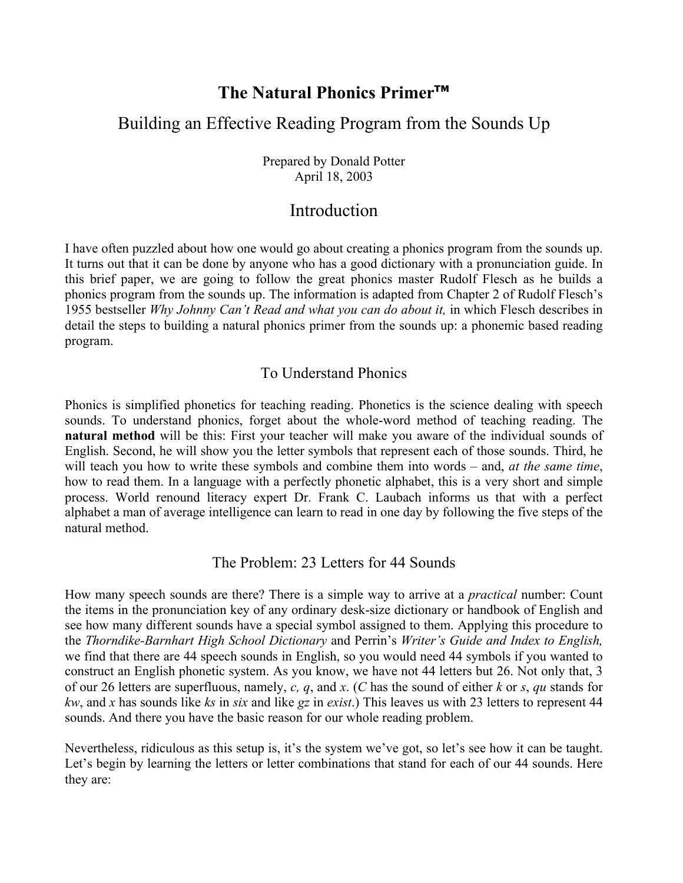# The Natural Phonics Primer™

## Building an Effective Reading Program from the Sounds Up

Prepared by Donald Potter
April 18, 2003

## Introduction

I have often puzzled about how one would go about creating a phonics program from the sounds up. It turns out that it can be done by anyone who has a good dictionary with a pronunciation guide. In this brief paper, we are going to follow the great phonics master Rudolf Flesch as he builds a phonics program from the sounds up. The information is adapted from Chapter 2 of Rudolf Flesch's 1955 bestseller *Why Johnny Can't Read and what you can do about it,* in which Flesch describes in detail the steps to building a natural phonics primer from the sounds up: a phonemic based reading program.

### To Understand Phonics

Phonics is simplified phonetics for teaching reading. Phonetics is the science dealing with speech sounds. To understand phonics, forget about the whole-word method of teaching reading. The **natural method** will be this: First your teacher will make you aware of the individual sounds of English. Second, he will show you the letter symbols that represent each of those sounds. Third, he will teach you how to write these symbols and combine them into words – and, *at the same time*, how to read them. In a language with a perfectly phonetic alphabet, this is a very short and simple process. World renound literacy expert Dr. Frank C. Laubach informs us that with a perfect alphabet a man of average intelligence can learn to read in one day by following the five steps of the natural method.

### The Problem: 23 Letters for 44 Sounds

How many speech sounds are there? There is a simple way to arrive at a *practical* number: Count the items in the pronunciation key of any ordinary desk-size dictionary or handbook of English and see how many different sounds have a special symbol assigned to them. Applying this procedure to the *Thorndike-Barnhart High School Dictionary* and Perrin's *Writer's Guide and Index to English,* we find that there are 44 speech sounds in English, so you would need 44 symbols if you wanted to construct an English phonetic system. As you know, we have not 44 letters but 26. Not only that, 3 of our 26 letters are superfluous, namely, *c, q*, and *x*. (*C* has the sound of either *k* or *s*, *qu* stands for *kw*, and *x* has sounds like *ks* in *six* and like *gz* in *exist*.) This leaves us with 23 letters to represent 44 sounds. And there you have the basic reason for our whole reading problem.

Nevertheless, ridiculous as this setup is, it's the system we've got, so let's see how it can be taught. Let's begin by learning the letters or letter combinations that stand for each of our 44 sounds. Here they are: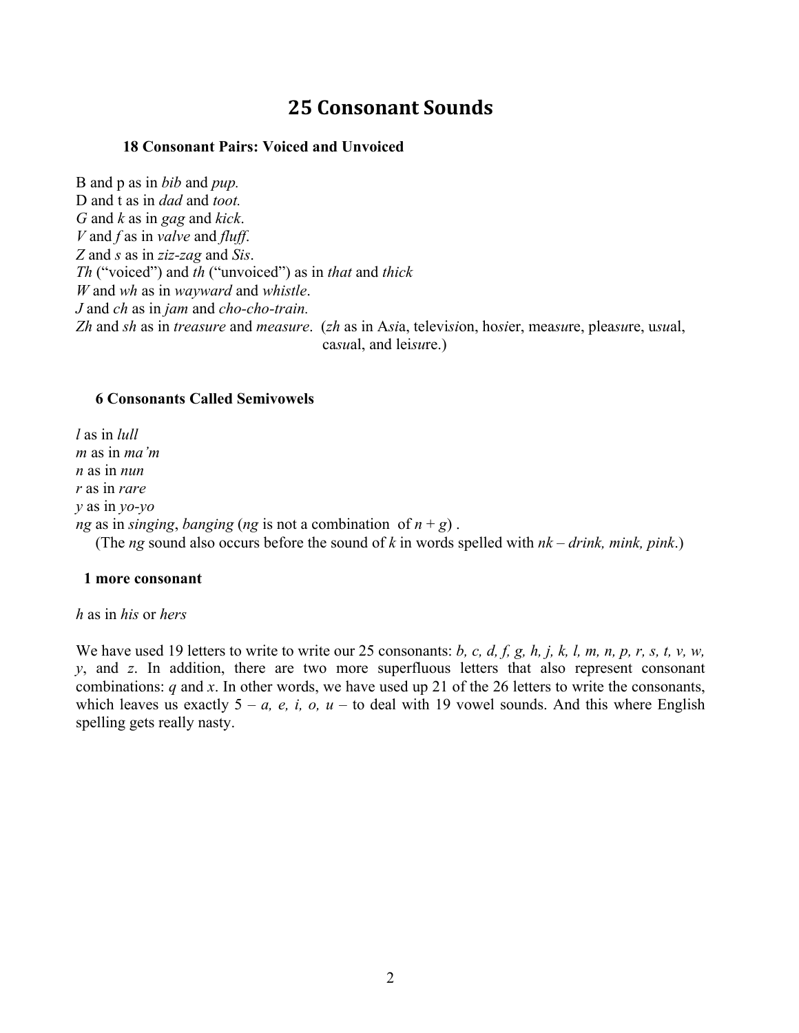# 25 Consonant Sounds

### 18 Consonant Pairs: Voiced and Unvoiced

B and p as in *bib* and *pup.*
D and t as in *dad* and *toot.*
*G* and *k* as in *gag* and *kick*.
*V* and *f* as in *valve* and *fluff*.
*Z* and *s* as in *ziz-zag* and *Sis*.
*Th* ("voiced") and *th* ("unvoiced") as in *that* and *thick*
*W* and *wh* as in *wayward* and *whistle*.
*J* and *ch* as in *jam* and *cho-cho-train.*
*Zh* and *sh* as in *treasure* and *measure*. (*zh* as in A*si*a, televi*si*on, ho*si*er, mea*su*re, plea*su*re, u*su*al, ca*su*al, and lei*su*re.)

### 6 Consonants Called Semivowels

*l* as in *lull*
*m* as in *ma'm*
*n* as in *nun*
*r* as in *rare*
*y* as in *yo-yo*
*ng* as in *singing*, *banging* (*ng* is not a combination of *n* + *g*) .
(The *ng* sound also occurs before the sound of *k* in words spelled with *nk* – *drink, mink, pink*.)

### 1 more consonant

*h* as in *his* or *hers*

We have used 19 letters to write to write our 25 consonants: *b, c, d, f, g, h, j, k, l, m, n, p, r, s, t, v, w, y*, and *z*. In addition, there are two more superfluous letters that also represent consonant combinations: *q* and *x*. In other words, we have used up 21 of the 26 letters to write the consonants, which leaves us exactly 5 – *a, e, i, o, u* – to deal with 19 vowel sounds. And this where English spelling gets really nasty.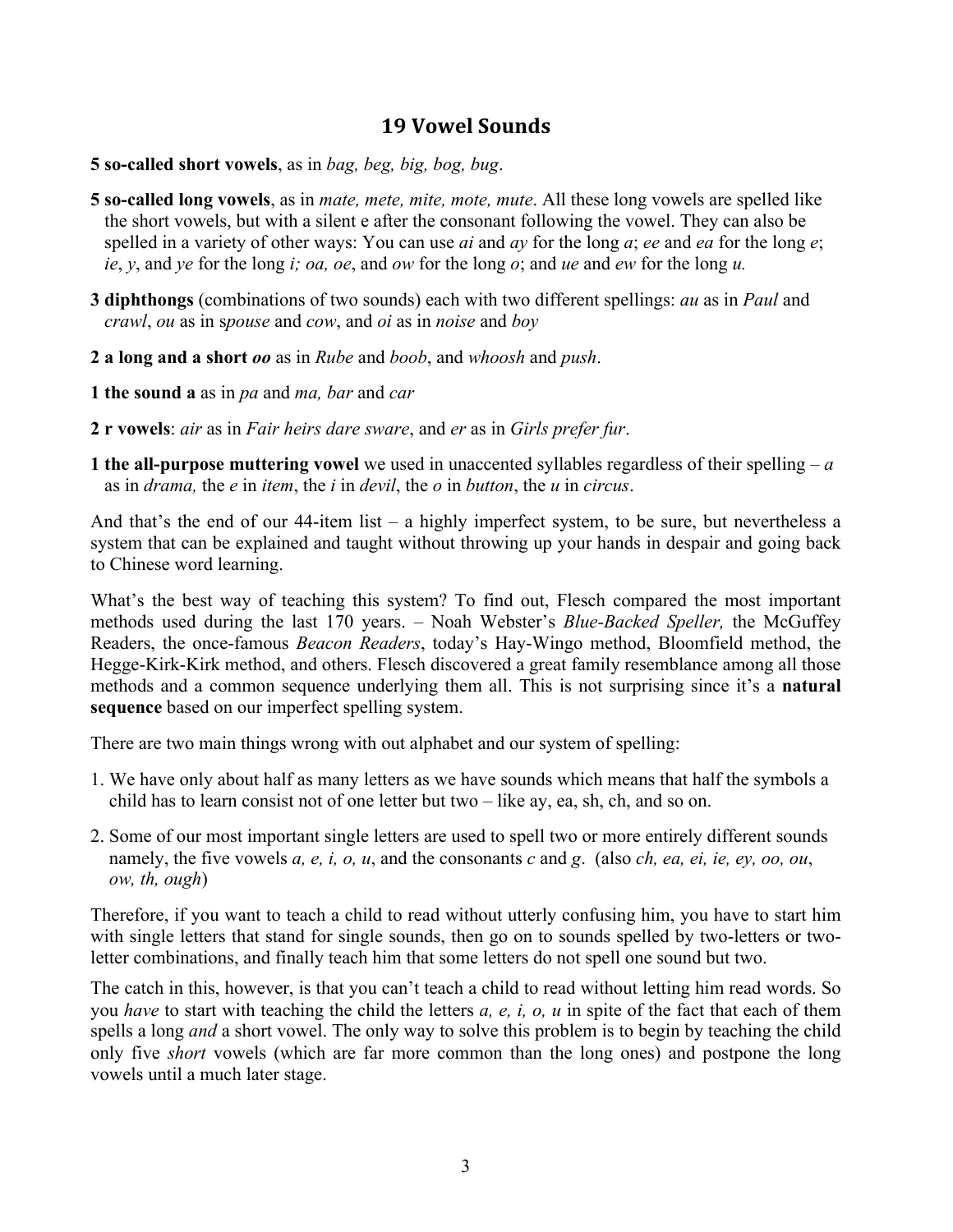## 19 Vowel Sounds

**5 so-called short vowels**, as in *bag, beg, big, bog, bug*.

**5 so-called long vowels**, as in *mate, mete, mite, mote, mute*. All these long vowels are spelled like the short vowels, but with a silent e after the consonant following the vowel. They can also be spelled in a variety of other ways: You can use *ai* and *ay* for the long *a*; *ee* and *ea* for the long *e*; *ie*, *y*, and *ye* for the long *i; oa, oe*, and *ow* for the long *o*; and *ue* and *ew* for the long *u.*

**3 diphthongs** (combinations of two sounds) each with two different spellings: *au* as in *Paul* and *crawl*, *ou* as in s*pouse* and *cow*, and *oi* as in *noise* and *boy*

**2 a long and a short *oo*** as in *Rube* and *boob*, and *whoosh* and *push*.

**1 the sound a** as in *pa* and *ma, bar* and *car*

**2 r vowels**: *air* as in *Fair heirs dare sware*, and *er* as in *Girls prefer fur*.

**1 the all-purpose muttering vowel** we used in unaccented syllables regardless of their spelling – *a* as in *drama,* the *e* in *item*, the *i* in *devil*, the *o* in *button*, the *u* in *circus*.

And that's the end of our 44-item list – a highly imperfect system, to be sure, but nevertheless a system that can be explained and taught without throwing up your hands in despair and going back to Chinese word learning.

What's the best way of teaching this system? To find out, Flesch compared the most important methods used during the last 170 years. – Noah Webster's *Blue-Backed Speller,* the McGuffey Readers, the once-famous *Beacon Readers*, today's Hay-Wingo method, Bloomfield method, the Hegge-Kirk-Kirk method, and others. Flesch discovered a great family resemblance among all those methods and a common sequence underlying them all. This is not surprising since it's a **natural sequence** based on our imperfect spelling system.

There are two main things wrong with out alphabet and our system of spelling:

1. We have only about half as many letters as we have sounds which means that half the symbols a child has to learn consist not of one letter but two – like ay, ea, sh, ch, and so on.
2. Some of our most important single letters are used to spell two or more entirely different sounds namely, the five vowels *a, e, i, o, u*, and the consonants *c* and *g*. (also *ch, ea, ei, ie, ey, oo, ou*, *ow, th, ough*)

Therefore, if you want to teach a child to read without utterly confusing him, you have to start him with single letters that stand for single sounds, then go on to sounds spelled by two-letters or two-letter combinations, and finally teach him that some letters do not spell one sound but two.

The catch in this, however, is that you can't teach a child to read without letting him read words. So you *have* to start with teaching the child the letters *a, e, i, o, u* in spite of the fact that each of them spells a long *and* a short vowel. The only way to solve this problem is to begin by teaching the child only five *short* vowels (which are far more common than the long ones) and postpone the long vowels until a much later stage.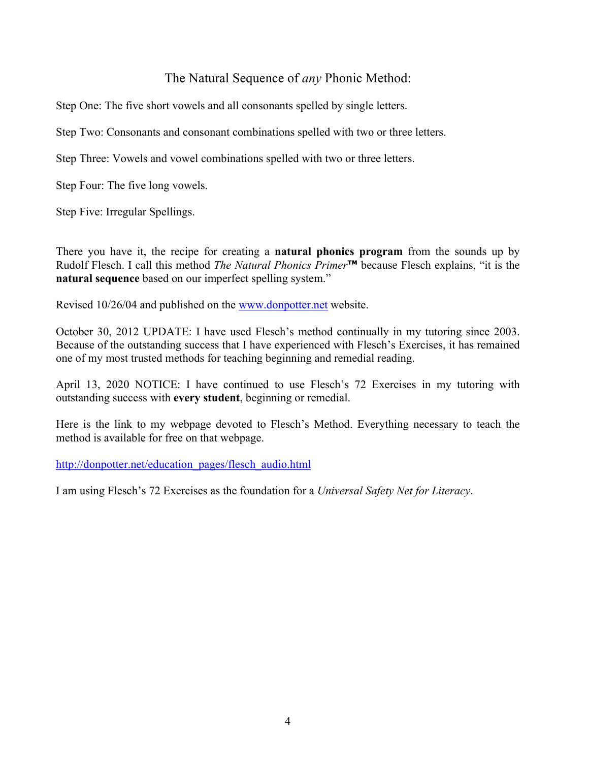## The Natural Sequence of *any* Phonic Method:

Step One: The five short vowels and all consonants spelled by single letters.

Step Two: Consonants and consonant combinations spelled with two or three letters.

Step Three: Vowels and vowel combinations spelled with two or three letters.

Step Four: The five long vowels.

Step Five: Irregular Spellings.

There you have it, the recipe for creating a **natural phonics program** from the sounds up by Rudolf Flesch. I call this method *The Natural Phonics Primer*™ because Flesch explains, "it is the **natural sequence** based on our imperfect spelling system."

Revised 10/26/04 and published on the [www.donpotter.net](http://www.donpotter.net) website.

October 30, 2012 UPDATE: I have used Flesch's method continually in my tutoring since 2003. Because of the outstanding success that I have experienced with Flesch's Exercises, it has remained one of my most trusted methods for teaching beginning and remedial reading.

April 13, 2020 NOTICE: I have continued to use Flesch's 72 Exercises in my tutoring with outstanding success with **every student**, beginning or remedial.

Here is the link to my webpage devoted to Flesch's Method. Everything necessary to teach the method is available for free on that webpage.

[http://donpotter.net/education_pages/flesch_audio.html](http://donpotter.net/education_pages/flesch_audio.html)

I am using Flesch's 72 Exercises as the foundation for a *Universal Safety Net for Literacy*.